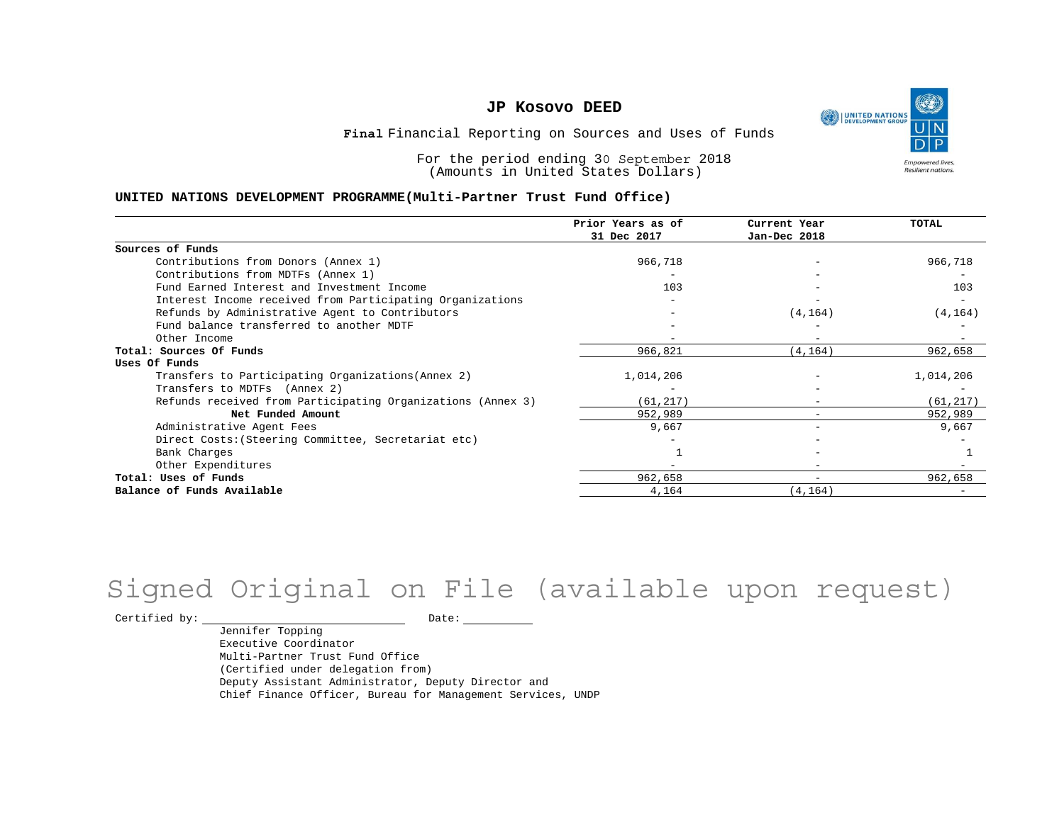# JP Kosovo DEED

**Final** Financial Reporting on Sources and Uses of Funds

For the period ending 30 September 2018
(Amounts in United States Dollars)

## UNITED NATIONS DEVELOPMENT PROGRAMME(Multi-Partner Trust Fund Office)

| | Prior Years as of 31 Dec 2017 | Current Year Jan-Dec 2018 | TOTAL |
|---|---|---|---|
| **Sources of Funds** | | | |
| Contributions from Donors (Annex 1) | 966,718 | - | 966,718 |
| Contributions from MDTFs (Annex 1) | - | - | - |
| Fund Earned Interest and Investment Income | 103 | - | 103 |
| Interest Income received from Participating Organizations | - | - | - |
| Refunds by Administrative Agent to Contributors | - | (4,164) | (4,164) |
| Fund balance transferred to another MDTF | - | - | - |
| Other Income | - | - | - |
| **Total: Sources Of Funds** | 966,821 | (4,164) | 962,658 |
| **Uses Of Funds** | | | |
| Transfers to Participating Organizations(Annex 2) | 1,014,206 | - | 1,014,206 |
| Transfers to MDTFs (Annex 2) | - | - | - |
| Refunds received from Participating Organizations (Annex 3) | (61,217) | - | (61,217) |
| **Net Funded Amount** | 952,989 | - | 952,989 |
| Administrative Agent Fees | 9,667 | - | 9,667 |
| Direct Costs:(Steering Committee, Secretariat etc) | - | - | - |
| Bank Charges | 1 | - | 1 |
| Other Expenditures | - | - | - |
| **Total: Uses of Funds** | 962,658 | - | 962,658 |
| **Balance of Funds Available** | 4,164 | (4,164) | - |

Signed Original on File (available upon request)

Certified by: ____________________ Date: __________

Jennifer Topping
Executive Coordinator
Multi-Partner Trust Fund Office
(Certified under delegation from)
Deputy Assistant Administrator, Deputy Director and
Chief Finance Officer, Bureau for Management Services, UNDP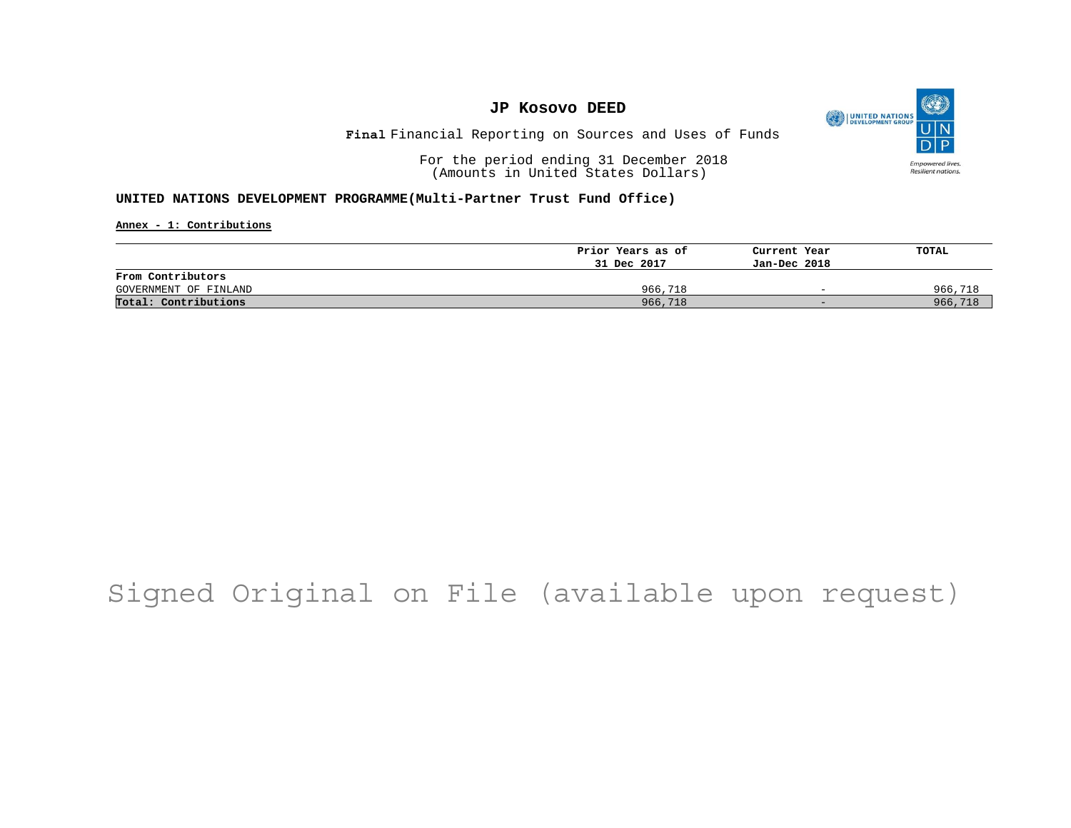# JP Kosovo DEED

**Final** Financial Reporting on Sources and Uses of Funds

For the period ending 31 December 2018
(Amounts in United States Dollars)

**UNITED NATIONS DEVELOPMENT PROGRAMME(Multi-Partner Trust Fund Office)**

**Annex - 1: Contributions**

| | Prior Years as of 31 Dec 2017 | Current Year Jan-Dec 2018 | TOTAL |
|---|---|---|---|
| **From Contributors** | | | |
| GOVERNMENT OF FINLAND | 966,718 | - | 966,718 |
| **Total: Contributions** | 966,718 | - | 966,718 |

Signed Original on File (available upon request)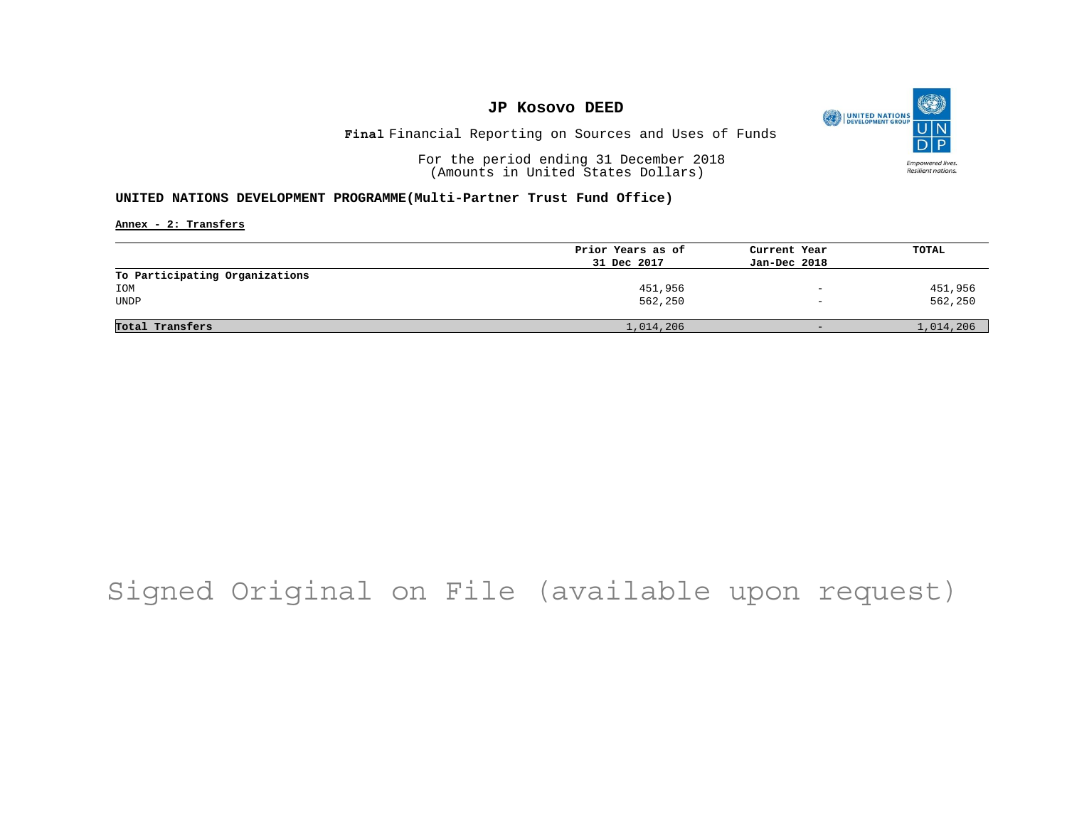# JP Kosovo DEED

**Final** Financial Reporting on Sources and Uses of Funds

For the period ending 31 December 2018
(Amounts in United States Dollars)

**UNITED NATIONS DEVELOPMENT PROGRAMME(Multi-Partner Trust Fund Office)**

**Annex - 2: Transfers**

| | Prior Years as of 31 Dec 2017 | Current Year Jan-Dec 2018 | TOTAL |
|---|---|---|---|
| **To Participating Organizations** | | | |
| IOM | 451,956 | - | 451,956 |
| UNDP | 562,250 | - | 562,250 |
| **Total Transfers** | 1,014,206 | - | 1,014,206 |

Signed Original on File (available upon request)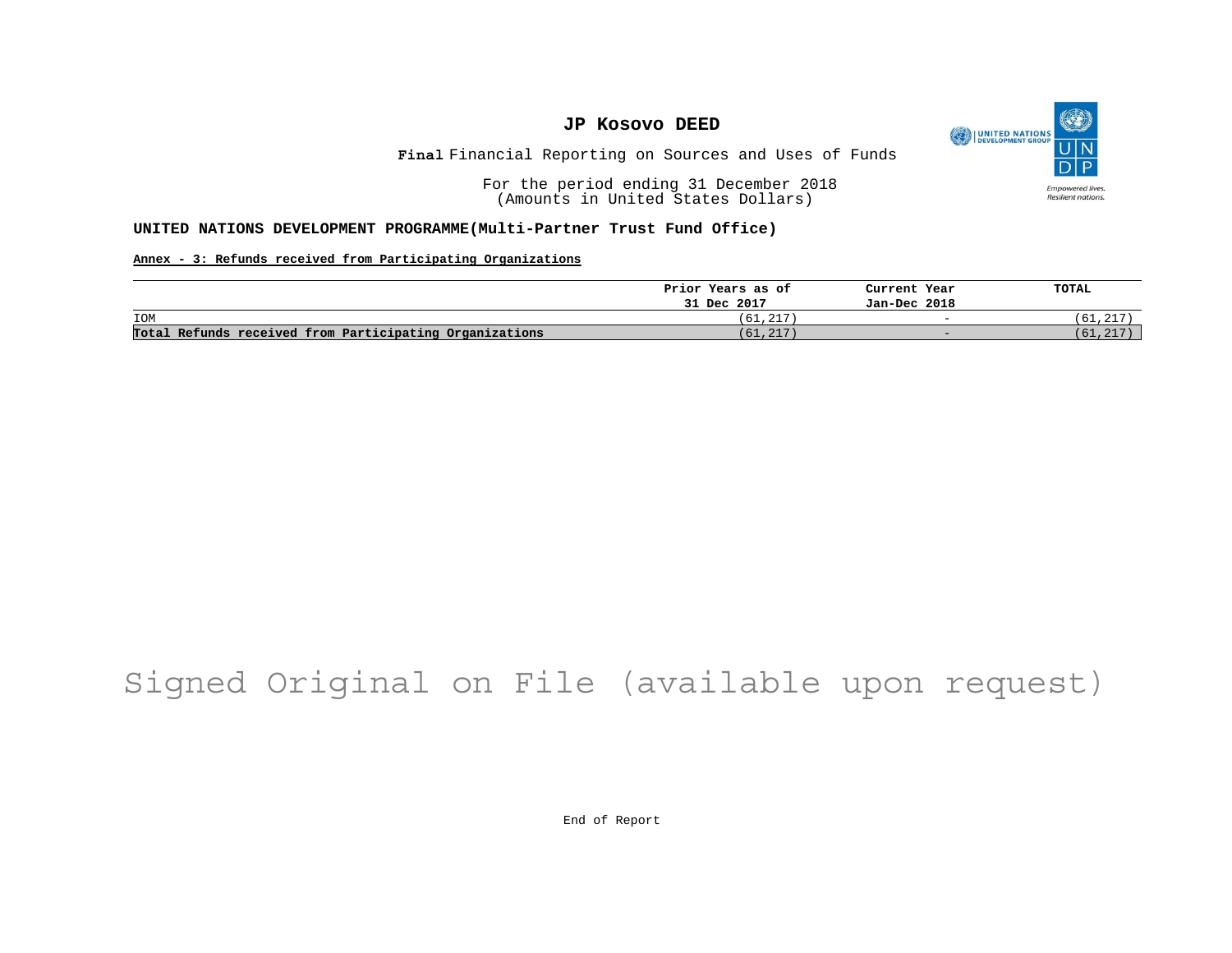# JP Kosovo DEED

**Final** Financial Reporting on Sources and Uses of Funds

For the period ending 31 December 2018
(Amounts in United States Dollars)

**UNITED NATIONS DEVELOPMENT PROGRAMME(Multi-Partner Trust Fund Office)**

**Annex - 3: Refunds received from Participating Organizations**

| | Prior Years as of 31 Dec 2017 | Current Year Jan-Dec 2018 | TOTAL |
|---|---|---|---|
| IOM | (61,217) | - | (61,217) |
| **Total Refunds received from Participating Organizations** | (61,217) | - | (61,217) |

Signed Original on File (available upon request)

End of Report